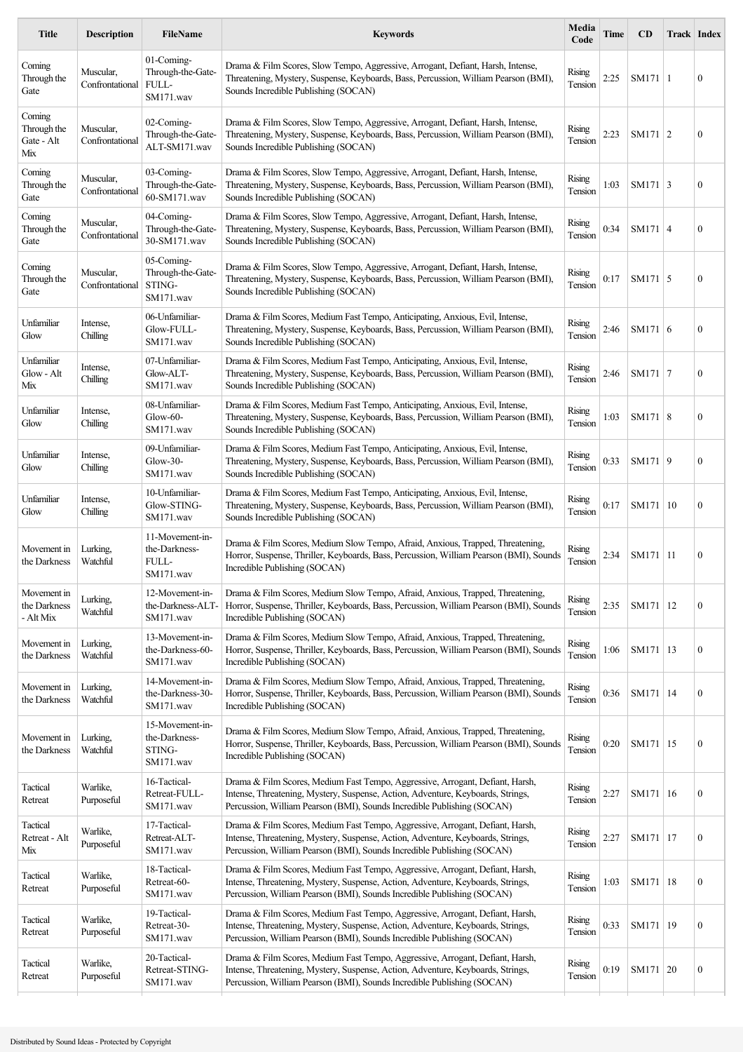| Title | Description | FileName | Keywords | Media Code | Time | CD | Track | Index |
|---|---|---|---|---|---|---|---|---|
| Coming Through the Gate | Muscular, Confrontational | 01-Coming-Through-the-Gate-FULL-SM171.wav | Drama & Film Scores, Slow Tempo, Aggressive, Arrogant, Defiant, Harsh, Intense, Threatening, Mystery, Suspense, Keyboards, Bass, Percussion, William Pearson (BMI), Sounds Incredible Publishing (SOCAN) | Rising Tension | 2:25 | SM171 | 1 | 0 |
| Coming Through the Gate - Alt Mix | Muscular, Confrontational | 02-Coming-Through-the-Gate-ALT-SM171.wav | Drama & Film Scores, Slow Tempo, Aggressive, Arrogant, Defiant, Harsh, Intense, Threatening, Mystery, Suspense, Keyboards, Bass, Percussion, William Pearson (BMI), Sounds Incredible Publishing (SOCAN) | Rising Tension | 2:23 | SM171 | 2 | 0 |
| Coming Through the Gate | Muscular, Confrontational | 03-Coming-Through-the-Gate-60-SM171.wav | Drama & Film Scores, Slow Tempo, Aggressive, Arrogant, Defiant, Harsh, Intense, Threatening, Mystery, Suspense, Keyboards, Bass, Percussion, William Pearson (BMI), Sounds Incredible Publishing (SOCAN) | Rising Tension | 1:03 | SM171 | 3 | 0 |
| Coming Through the Gate | Muscular, Confrontational | 04-Coming-Through-the-Gate-30-SM171.wav | Drama & Film Scores, Slow Tempo, Aggressive, Arrogant, Defiant, Harsh, Intense, Threatening, Mystery, Suspense, Keyboards, Bass, Percussion, William Pearson (BMI), Sounds Incredible Publishing (SOCAN) | Rising Tension | 0:34 | SM171 | 4 | 0 |
| Coming Through the Gate | Muscular, Confrontational | 05-Coming-Through-the-Gate-STING-SM171.wav | Drama & Film Scores, Slow Tempo, Aggressive, Arrogant, Defiant, Harsh, Intense, Threatening, Mystery, Suspense, Keyboards, Bass, Percussion, William Pearson (BMI), Sounds Incredible Publishing (SOCAN) | Rising Tension | 0:17 | SM171 | 5 | 0 |
| Unfamiliar Glow | Intense, Chilling | 06-Unfamiliar-Glow-FULL-SM171.wav | Drama & Film Scores, Medium Fast Tempo, Anticipating, Anxious, Evil, Intense, Threatening, Mystery, Suspense, Keyboards, Bass, Percussion, William Pearson (BMI), Sounds Incredible Publishing (SOCAN) | Rising Tension | 2:46 | SM171 | 6 | 0 |
| Unfamiliar Glow - Alt Mix | Intense, Chilling | 07-Unfamiliar-Glow-ALT-SM171.wav | Drama & Film Scores, Medium Fast Tempo, Anticipating, Anxious, Evil, Intense, Threatening, Mystery, Suspense, Keyboards, Bass, Percussion, William Pearson (BMI), Sounds Incredible Publishing (SOCAN) | Rising Tension | 2:46 | SM171 | 7 | 0 |
| Unfamiliar Glow | Intense, Chilling | 08-Unfamiliar-Glow-60-SM171.wav | Drama & Film Scores, Medium Fast Tempo, Anticipating, Anxious, Evil, Intense, Threatening, Mystery, Suspense, Keyboards, Bass, Percussion, William Pearson (BMI), Sounds Incredible Publishing (SOCAN) | Rising Tension | 1:03 | SM171 | 8 | 0 |
| Unfamiliar Glow | Intense, Chilling | 09-Unfamiliar-Glow-30-SM171.wav | Drama & Film Scores, Medium Fast Tempo, Anticipating, Anxious, Evil, Intense, Threatening, Mystery, Suspense, Keyboards, Bass, Percussion, William Pearson (BMI), Sounds Incredible Publishing (SOCAN) | Rising Tension | 0:33 | SM171 | 9 | 0 |
| Unfamiliar Glow | Intense, Chilling | 10-Unfamiliar-Glow-STING-SM171.wav | Drama & Film Scores, Medium Fast Tempo, Anticipating, Anxious, Evil, Intense, Threatening, Mystery, Suspense, Keyboards, Bass, Percussion, William Pearson (BMI), Sounds Incredible Publishing (SOCAN) | Rising Tension | 0:17 | SM171 | 10 | 0 |
| Movement in the Darkness | Lurking, Watchful | 11-Movement-in-the-Darkness-FULL-SM171.wav | Drama & Film Scores, Medium Slow Tempo, Afraid, Anxious, Trapped, Threatening, Horror, Suspense, Thriller, Keyboards, Bass, Percussion, William Pearson (BMI), Sounds Incredible Publishing (SOCAN) | Rising Tension | 2:34 | SM171 | 11 | 0 |
| Movement in the Darkness - Alt Mix | Lurking, Watchful | 12-Movement-in-the-Darkness-ALT-SM171.wav | Drama & Film Scores, Medium Slow Tempo, Afraid, Anxious, Trapped, Threatening, Horror, Suspense, Thriller, Keyboards, Bass, Percussion, William Pearson (BMI), Sounds Incredible Publishing (SOCAN) | Rising Tension | 2:35 | SM171 | 12 | 0 |
| Movement in the Darkness | Lurking, Watchful | 13-Movement-in-the-Darkness-60-SM171.wav | Drama & Film Scores, Medium Slow Tempo, Afraid, Anxious, Trapped, Threatening, Horror, Suspense, Thriller, Keyboards, Bass, Percussion, William Pearson (BMI), Sounds Incredible Publishing (SOCAN) | Rising Tension | 1:06 | SM171 | 13 | 0 |
| Movement in the Darkness | Lurking, Watchful | 14-Movement-in-the-Darkness-30-SM171.wav | Drama & Film Scores, Medium Slow Tempo, Afraid, Anxious, Trapped, Threatening, Horror, Suspense, Thriller, Keyboards, Bass, Percussion, William Pearson (BMI), Sounds Incredible Publishing (SOCAN) | Rising Tension | 0:36 | SM171 | 14 | 0 |
| Movement in the Darkness | Lurking, Watchful | 15-Movement-in-the-Darkness-STING-SM171.wav | Drama & Film Scores, Medium Slow Tempo, Afraid, Anxious, Trapped, Threatening, Horror, Suspense, Thriller, Keyboards, Bass, Percussion, William Pearson (BMI), Sounds Incredible Publishing (SOCAN) | Rising Tension | 0:20 | SM171 | 15 | 0 |
| Tactical Retreat | Warlike, Purposeful | 16-Tactical-Retreat-FULL-SM171.wav | Drama & Film Scores, Medium Fast Tempo, Aggressive, Arrogant, Defiant, Harsh, Intense, Threatening, Mystery, Suspense, Action, Adventure, Keyboards, Strings, Percussion, William Pearson (BMI), Sounds Incredible Publishing (SOCAN) | Rising Tension | 2:27 | SM171 | 16 | 0 |
| Tactical Retreat - Alt Mix | Warlike, Purposeful | 17-Tactical-Retreat-ALT-SM171.wav | Drama & Film Scores, Medium Fast Tempo, Aggressive, Arrogant, Defiant, Harsh, Intense, Threatening, Mystery, Suspense, Action, Adventure, Keyboards, Strings, Percussion, William Pearson (BMI), Sounds Incredible Publishing (SOCAN) | Rising Tension | 2:27 | SM171 | 17 | 0 |
| Tactical Retreat | Warlike, Purposeful | 18-Tactical-Retreat-60-SM171.wav | Drama & Film Scores, Medium Fast Tempo, Aggressive, Arrogant, Defiant, Harsh, Intense, Threatening, Mystery, Suspense, Action, Adventure, Keyboards, Strings, Percussion, William Pearson (BMI), Sounds Incredible Publishing (SOCAN) | Rising Tension | 1:03 | SM171 | 18 | 0 |
| Tactical Retreat | Warlike, Purposeful | 19-Tactical-Retreat-30-SM171.wav | Drama & Film Scores, Medium Fast Tempo, Aggressive, Arrogant, Defiant, Harsh, Intense, Threatening, Mystery, Suspense, Action, Adventure, Keyboards, Strings, Percussion, William Pearson (BMI), Sounds Incredible Publishing (SOCAN) | Rising Tension | 0:33 | SM171 | 19 | 0 |
| Tactical Retreat | Warlike, Purposeful | 20-Tactical-Retreat-STING-SM171.wav | Drama & Film Scores, Medium Fast Tempo, Aggressive, Arrogant, Defiant, Harsh, Intense, Threatening, Mystery, Suspense, Action, Adventure, Keyboards, Strings, Percussion, William Pearson (BMI), Sounds Incredible Publishing (SOCAN) | Rising Tension | 0:19 | SM171 | 20 | 0 |

Distributed by Sound Ideas - Protected by Copyright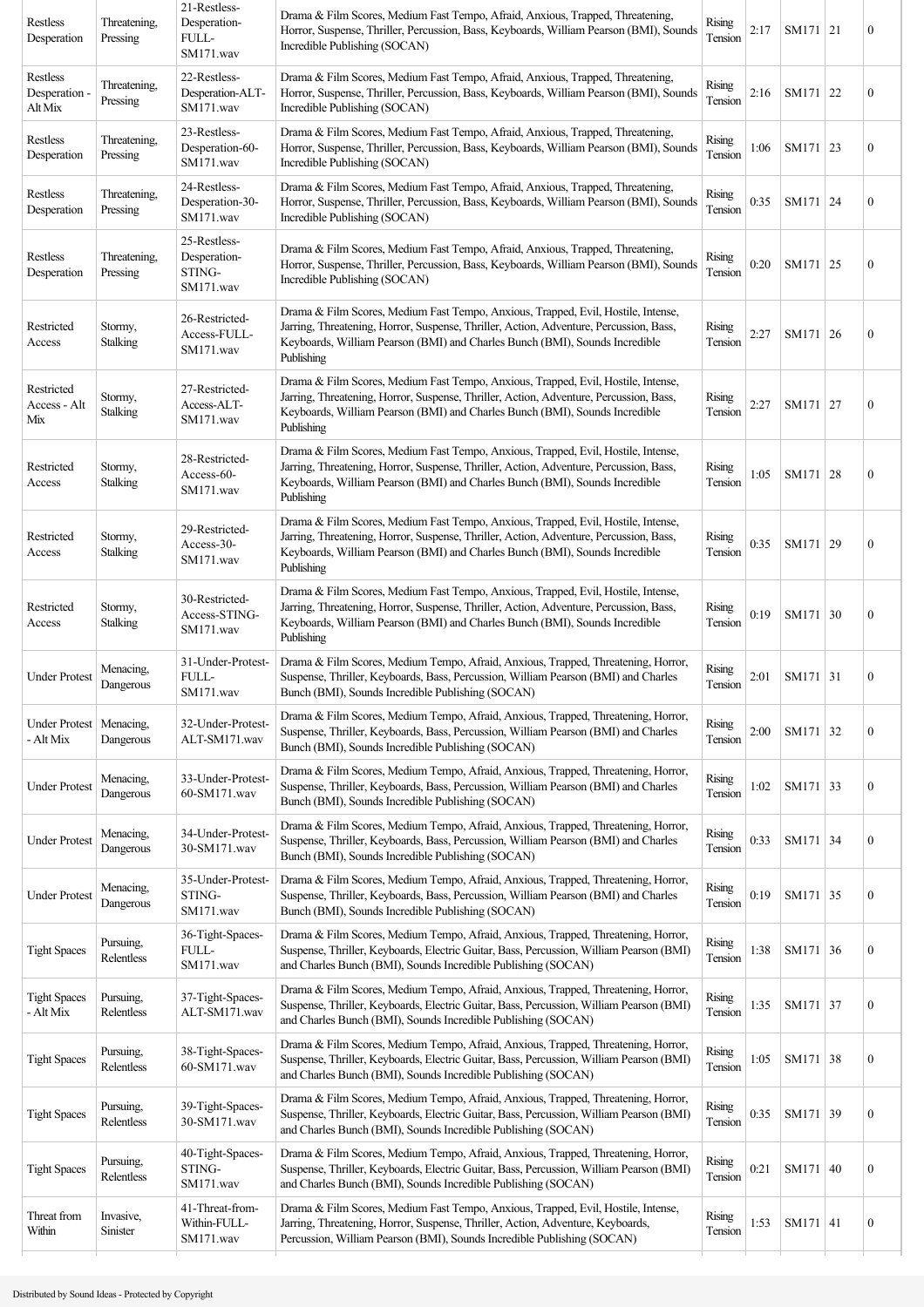| Restless Desperation | Threatening, Pressing | 21-Restless-Desperation-FULL-SM171.wav | Drama & Film Scores, Medium Fast Tempo, Afraid, Anxious, Trapped, Threatening, Horror, Suspense, Thriller, Percussion, Bass, Keyboards, William Pearson (BMI), Sounds Incredible Publishing (SOCAN) | Rising Tension | 2:17 | SM171 | 21 | 0 |
|---|---|---|---|---|---|---|---|---|
| Restless Desperation - Alt Mix | Threatening, Pressing | 22-Restless-Desperation-ALT-SM171.wav | Drama & Film Scores, Medium Fast Tempo, Afraid, Anxious, Trapped, Threatening, Horror, Suspense, Thriller, Percussion, Bass, Keyboards, William Pearson (BMI), Sounds Incredible Publishing (SOCAN) | Rising Tension | 2:16 | SM171 | 22 | 0 |
| Restless Desperation | Threatening, Pressing | 23-Restless-Desperation-60-SM171.wav | Drama & Film Scores, Medium Fast Tempo, Afraid, Anxious, Trapped, Threatening, Horror, Suspense, Thriller, Percussion, Bass, Keyboards, William Pearson (BMI), Sounds Incredible Publishing (SOCAN) | Rising Tension | 1:06 | SM171 | 23 | 0 |
| Restless Desperation | Threatening, Pressing | 24-Restless-Desperation-30-SM171.wav | Drama & Film Scores, Medium Fast Tempo, Afraid, Anxious, Trapped, Threatening, Horror, Suspense, Thriller, Percussion, Bass, Keyboards, William Pearson (BMI), Sounds Incredible Publishing (SOCAN) | Rising Tension | 0:35 | SM171 | 24 | 0 |
| Restless Desperation | Threatening, Pressing | 25-Restless-Desperation-STING-SM171.wav | Drama & Film Scores, Medium Fast Tempo, Afraid, Anxious, Trapped, Threatening, Horror, Suspense, Thriller, Percussion, Bass, Keyboards, William Pearson (BMI), Sounds Incredible Publishing (SOCAN) | Rising Tension | 0:20 | SM171 | 25 | 0 |
| Restricted Access | Stormy, Stalking | 26-Restricted-Access-FULL-SM171.wav | Drama & Film Scores, Medium Fast Tempo, Anxious, Trapped, Evil, Hostile, Intense, Jarring, Threatening, Horror, Suspense, Thriller, Action, Adventure, Percussion, Bass, Keyboards, William Pearson (BMI) and Charles Bunch (BMI), Sounds Incredible Publishing | Rising Tension | 2:27 | SM171 | 26 | 0 |
| Restricted Access - Alt Mix | Stormy, Stalking | 27-Restricted-Access-ALT-SM171.wav | Drama & Film Scores, Medium Fast Tempo, Anxious, Trapped, Evil, Hostile, Intense, Jarring, Threatening, Horror, Suspense, Thriller, Action, Adventure, Percussion, Bass, Keyboards, William Pearson (BMI) and Charles Bunch (BMI), Sounds Incredible Publishing | Rising Tension | 2:27 | SM171 | 27 | 0 |
| Restricted Access | Stormy, Stalking | 28-Restricted-Access-60-SM171.wav | Drama & Film Scores, Medium Fast Tempo, Anxious, Trapped, Evil, Hostile, Intense, Jarring, Threatening, Horror, Suspense, Thriller, Action, Adventure, Percussion, Bass, Keyboards, William Pearson (BMI) and Charles Bunch (BMI), Sounds Incredible Publishing | Rising Tension | 1:05 | SM171 | 28 | 0 |
| Restricted Access | Stormy, Stalking | 29-Restricted-Access-30-SM171.wav | Drama & Film Scores, Medium Fast Tempo, Anxious, Trapped, Evil, Hostile, Intense, Jarring, Threatening, Horror, Suspense, Thriller, Action, Adventure, Percussion, Bass, Keyboards, William Pearson (BMI) and Charles Bunch (BMI), Sounds Incredible Publishing | Rising Tension | 0:35 | SM171 | 29 | 0 |
| Restricted Access | Stormy, Stalking | 30-Restricted-Access-STING-SM171.wav | Drama & Film Scores, Medium Fast Tempo, Anxious, Trapped, Evil, Hostile, Intense, Jarring, Threatening, Horror, Suspense, Thriller, Action, Adventure, Percussion, Bass, Keyboards, William Pearson (BMI) and Charles Bunch (BMI), Sounds Incredible Publishing | Rising Tension | 0:19 | SM171 | 30 | 0 |
| Under Protest | Menacing, Dangerous | 31-Under-Protest-FULL-SM171.wav | Drama & Film Scores, Medium Tempo, Afraid, Anxious, Trapped, Threatening, Horror, Suspense, Thriller, Keyboards, Bass, Percussion, William Pearson (BMI) and Charles Bunch (BMI), Sounds Incredible Publishing (SOCAN) | Rising Tension | 2:01 | SM171 | 31 | 0 |
| Under Protest - Alt Mix | Menacing, Dangerous | 32-Under-Protest-ALT-SM171.wav | Drama & Film Scores, Medium Tempo, Afraid, Anxious, Trapped, Threatening, Horror, Suspense, Thriller, Keyboards, Bass, Percussion, William Pearson (BMI) and Charles Bunch (BMI), Sounds Incredible Publishing (SOCAN) | Rising Tension | 2:00 | SM171 | 32 | 0 |
| Under Protest | Menacing, Dangerous | 33-Under-Protest-60-SM171.wav | Drama & Film Scores, Medium Tempo, Afraid, Anxious, Trapped, Threatening, Horror, Suspense, Thriller, Keyboards, Bass, Percussion, William Pearson (BMI) and Charles Bunch (BMI), Sounds Incredible Publishing (SOCAN) | Rising Tension | 1:02 | SM171 | 33 | 0 |
| Under Protest | Menacing, Dangerous | 34-Under-Protest-30-SM171.wav | Drama & Film Scores, Medium Tempo, Afraid, Anxious, Trapped, Threatening, Horror, Suspense, Thriller, Keyboards, Bass, Percussion, William Pearson (BMI) and Charles Bunch (BMI), Sounds Incredible Publishing (SOCAN) | Rising Tension | 0:33 | SM171 | 34 | 0 |
| Under Protest | Menacing, Dangerous | 35-Under-Protest-STING-SM171.wav | Drama & Film Scores, Medium Tempo, Afraid, Anxious, Trapped, Threatening, Horror, Suspense, Thriller, Keyboards, Bass, Percussion, William Pearson (BMI) and Charles Bunch (BMI), Sounds Incredible Publishing (SOCAN) | Rising Tension | 0:19 | SM171 | 35 | 0 |
| Tight Spaces | Pursuing, Relentless | 36-Tight-Spaces-FULL-SM171.wav | Drama & Film Scores, Medium Tempo, Afraid, Anxious, Trapped, Threatening, Horror, Suspense, Thriller, Keyboards, Electric Guitar, Bass, Percussion, William Pearson (BMI) and Charles Bunch (BMI), Sounds Incredible Publishing (SOCAN) | Rising Tension | 1:38 | SM171 | 36 | 0 |
| Tight Spaces - Alt Mix | Pursuing, Relentless | 37-Tight-Spaces-ALT-SM171.wav | Drama & Film Scores, Medium Tempo, Afraid, Anxious, Trapped, Threatening, Horror, Suspense, Thriller, Keyboards, Electric Guitar, Bass, Percussion, William Pearson (BMI) and Charles Bunch (BMI), Sounds Incredible Publishing (SOCAN) | Rising Tension | 1:35 | SM171 | 37 | 0 |
| Tight Spaces | Pursuing, Relentless | 38-Tight-Spaces-60-SM171.wav | Drama & Film Scores, Medium Tempo, Afraid, Anxious, Trapped, Threatening, Horror, Suspense, Thriller, Keyboards, Electric Guitar, Bass, Percussion, William Pearson (BMI) and Charles Bunch (BMI), Sounds Incredible Publishing (SOCAN) | Rising Tension | 1:05 | SM171 | 38 | 0 |
| Tight Spaces | Pursuing, Relentless | 39-Tight-Spaces-30-SM171.wav | Drama & Film Scores, Medium Tempo, Afraid, Anxious, Trapped, Threatening, Horror, Suspense, Thriller, Keyboards, Electric Guitar, Bass, Percussion, William Pearson (BMI) and Charles Bunch (BMI), Sounds Incredible Publishing (SOCAN) | Rising Tension | 0:35 | SM171 | 39 | 0 |
| Tight Spaces | Pursuing, Relentless | 40-Tight-Spaces-STING-SM171.wav | Drama & Film Scores, Medium Tempo, Afraid, Anxious, Trapped, Threatening, Horror, Suspense, Thriller, Keyboards, Electric Guitar, Bass, Percussion, William Pearson (BMI) and Charles Bunch (BMI), Sounds Incredible Publishing (SOCAN) | Rising Tension | 0:21 | SM171 | 40 | 0 |
| Threat from Within | Invasive, Sinister | 41-Threat-from-Within-FULL-SM171.wav | Drama & Film Scores, Medium Fast Tempo, Anxious, Trapped, Evil, Hostile, Intense, Jarring, Threatening, Horror, Suspense, Thriller, Action, Adventure, Keyboards, Percussion, William Pearson (BMI), Sounds Incredible Publishing (SOCAN) | Rising Tension | 1:53 | SM171 | 41 | 0 |

Distributed by Sound Ideas - Protected by Copyright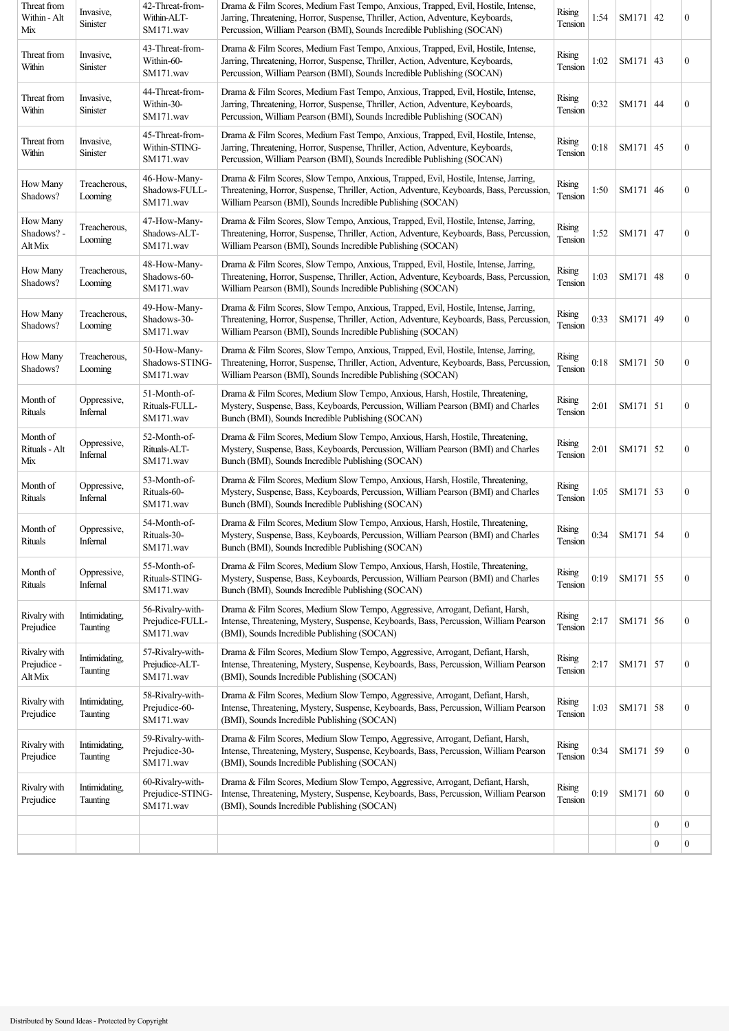| | | | | | | | | |
|---|---|---|---|---|---|---|---|---|
| Threat from Within - Alt Mix | Invasive, Sinister | 42-Threat-from-Within-ALT-SM171.wav | Drama & Film Scores, Medium Fast Tempo, Anxious, Trapped, Evil, Hostile, Intense, Jarring, Threatening, Horror, Suspense, Thriller, Action, Adventure, Keyboards, Percussion, William Pearson (BMI), Sounds Incredible Publishing (SOCAN) | Rising Tension | 1:54 | SM171 | 42 | 0 |
| Threat from Within | Invasive, Sinister | 43-Threat-from-Within-60-SM171.wav | Drama & Film Scores, Medium Fast Tempo, Anxious, Trapped, Evil, Hostile, Intense, Jarring, Threatening, Horror, Suspense, Thriller, Action, Adventure, Keyboards, Percussion, William Pearson (BMI), Sounds Incredible Publishing (SOCAN) | Rising Tension | 1:02 | SM171 | 43 | 0 |
| Threat from Within | Invasive, Sinister | 44-Threat-from-Within-30-SM171.wav | Drama & Film Scores, Medium Fast Tempo, Anxious, Trapped, Evil, Hostile, Intense, Jarring, Threatening, Horror, Suspense, Thriller, Action, Adventure, Keyboards, Percussion, William Pearson (BMI), Sounds Incredible Publishing (SOCAN) | Rising Tension | 0:32 | SM171 | 44 | 0 |
| Threat from Within | Invasive, Sinister | 45-Threat-from-Within-STING-SM171.wav | Drama & Film Scores, Medium Fast Tempo, Anxious, Trapped, Evil, Hostile, Intense, Jarring, Threatening, Horror, Suspense, Thriller, Action, Adventure, Keyboards, Percussion, William Pearson (BMI), Sounds Incredible Publishing (SOCAN) | Rising Tension | 0:18 | SM171 | 45 | 0 |
| How Many Shadows? | Treacherous, Looming | 46-How-Many-Shadows-FULL-SM171.wav | Drama & Film Scores, Slow Tempo, Anxious, Trapped, Evil, Hostile, Intense, Jarring, Threatening, Horror, Suspense, Thriller, Action, Adventure, Keyboards, Bass, Percussion, William Pearson (BMI), Sounds Incredible Publishing (SOCAN) | Rising Tension | 1:50 | SM171 | 46 | 0 |
| How Many Shadows? - Alt Mix | Treacherous, Looming | 47-How-Many-Shadows-ALT-SM171.wav | Drama & Film Scores, Slow Tempo, Anxious, Trapped, Evil, Hostile, Intense, Jarring, Threatening, Horror, Suspense, Thriller, Action, Adventure, Keyboards, Bass, Percussion, William Pearson (BMI), Sounds Incredible Publishing (SOCAN) | Rising Tension | 1:52 | SM171 | 47 | 0 |
| How Many Shadows? | Treacherous, Looming | 48-How-Many-Shadows-60-SM171.wav | Drama & Film Scores, Slow Tempo, Anxious, Trapped, Evil, Hostile, Intense, Jarring, Threatening, Horror, Suspense, Thriller, Action, Adventure, Keyboards, Bass, Percussion, William Pearson (BMI), Sounds Incredible Publishing (SOCAN) | Rising Tension | 1:03 | SM171 | 48 | 0 |
| How Many Shadows? | Treacherous, Looming | 49-How-Many-Shadows-30-SM171.wav | Drama & Film Scores, Slow Tempo, Anxious, Trapped, Evil, Hostile, Intense, Jarring, Threatening, Horror, Suspense, Thriller, Action, Adventure, Keyboards, Bass, Percussion, William Pearson (BMI), Sounds Incredible Publishing (SOCAN) | Rising Tension | 0:33 | SM171 | 49 | 0 |
| How Many Shadows? | Treacherous, Looming | 50-How-Many-Shadows-STING-SM171.wav | Drama & Film Scores, Slow Tempo, Anxious, Trapped, Evil, Hostile, Intense, Jarring, Threatening, Horror, Suspense, Thriller, Action, Adventure, Keyboards, Bass, Percussion, William Pearson (BMI), Sounds Incredible Publishing (SOCAN) | Rising Tension | 0:18 | SM171 | 50 | 0 |
| Month of Rituals | Oppressive, Infernal | 51-Month-of-Rituals-FULL-SM171.wav | Drama & Film Scores, Medium Slow Tempo, Anxious, Harsh, Hostile, Threatening, Mystery, Suspense, Bass, Keyboards, Percussion, William Pearson (BMI) and Charles Bunch (BMI), Sounds Incredible Publishing (SOCAN) | Rising Tension | 2:01 | SM171 | 51 | 0 |
| Month of Rituals - Alt Mix | Oppressive, Infernal | 52-Month-of-Rituals-ALT-SM171.wav | Drama & Film Scores, Medium Slow Tempo, Anxious, Harsh, Hostile, Threatening, Mystery, Suspense, Bass, Keyboards, Percussion, William Pearson (BMI) and Charles Bunch (BMI), Sounds Incredible Publishing (SOCAN) | Rising Tension | 2:01 | SM171 | 52 | 0 |
| Month of Rituals | Oppressive, Infernal | 53-Month-of-Rituals-60-SM171.wav | Drama & Film Scores, Medium Slow Tempo, Anxious, Harsh, Hostile, Threatening, Mystery, Suspense, Bass, Keyboards, Percussion, William Pearson (BMI) and Charles Bunch (BMI), Sounds Incredible Publishing (SOCAN) | Rising Tension | 1:05 | SM171 | 53 | 0 |
| Month of Rituals | Oppressive, Infernal | 54-Month-of-Rituals-30-SM171.wav | Drama & Film Scores, Medium Slow Tempo, Anxious, Harsh, Hostile, Threatening, Mystery, Suspense, Bass, Keyboards, Percussion, William Pearson (BMI) and Charles Bunch (BMI), Sounds Incredible Publishing (SOCAN) | Rising Tension | 0:34 | SM171 | 54 | 0 |
| Month of Rituals | Oppressive, Infernal | 55-Month-of-Rituals-STING-SM171.wav | Drama & Film Scores, Medium Slow Tempo, Anxious, Harsh, Hostile, Threatening, Mystery, Suspense, Bass, Keyboards, Percussion, William Pearson (BMI) and Charles Bunch (BMI), Sounds Incredible Publishing (SOCAN) | Rising Tension | 0:19 | SM171 | 55 | 0 |
| Rivalry with Prejudice | Intimidating, Taunting | 56-Rivalry-with-Prejudice-FULL-SM171.wav | Drama & Film Scores, Medium Slow Tempo, Aggressive, Arrogant, Defiant, Harsh, Intense, Threatening, Mystery, Suspense, Keyboards, Bass, Percussion, William Pearson (BMI), Sounds Incredible Publishing (SOCAN) | Rising Tension | 2:17 | SM171 | 56 | 0 |
| Rivalry with Prejudice - Alt Mix | Intimidating, Taunting | 57-Rivalry-with-Prejudice-ALT-SM171.wav | Drama & Film Scores, Medium Slow Tempo, Aggressive, Arrogant, Defiant, Harsh, Intense, Threatening, Mystery, Suspense, Keyboards, Bass, Percussion, William Pearson (BMI), Sounds Incredible Publishing (SOCAN) | Rising Tension | 2:17 | SM171 | 57 | 0 |
| Rivalry with Prejudice | Intimidating, Taunting | 58-Rivalry-with-Prejudice-60-SM171.wav | Drama & Film Scores, Medium Slow Tempo, Aggressive, Arrogant, Defiant, Harsh, Intense, Threatening, Mystery, Suspense, Keyboards, Bass, Percussion, William Pearson (BMI), Sounds Incredible Publishing (SOCAN) | Rising Tension | 1:03 | SM171 | 58 | 0 |
| Rivalry with Prejudice | Intimidating, Taunting | 59-Rivalry-with-Prejudice-30-SM171.wav | Drama & Film Scores, Medium Slow Tempo, Aggressive, Arrogant, Defiant, Harsh, Intense, Threatening, Mystery, Suspense, Keyboards, Bass, Percussion, William Pearson (BMI), Sounds Incredible Publishing (SOCAN) | Rising Tension | 0:34 | SM171 | 59 | 0 |
| Rivalry with Prejudice | Intimidating, Taunting | 60-Rivalry-with-Prejudice-STING-SM171.wav | Drama & Film Scores, Medium Slow Tempo, Aggressive, Arrogant, Defiant, Harsh, Intense, Threatening, Mystery, Suspense, Keyboards, Bass, Percussion, William Pearson (BMI), Sounds Incredible Publishing (SOCAN) | Rising Tension | 0:19 | SM171 | 60 | 0 |
| | | | | | | | 0 | 0 |
| | | | | | | | 0 | 0 |

Distributed by Sound Ideas - Protected by Copyright